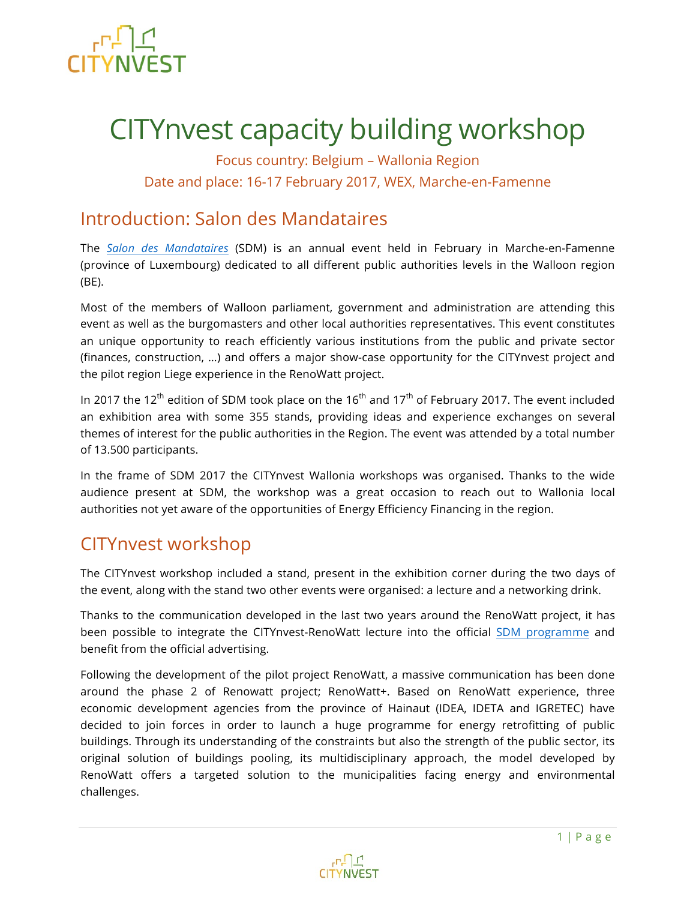# CITYnvest capacity building workshop

Focus country: Belgium – Wallonia Region

Date and place: 16-17 February 2017, WEX, Marche-en-Famenne

## Introduction: Salon des Mandataires

The *Salon des Mandataires* (SDM) is an annual event held in February in Marche-en-Famenne (province of Luxembourg) dedicated to all different public authorities levels in the Walloon region (BE).

Most of the members of Walloon parliament, government and administration are attending this event as well as the burgomasters and other local authorities representatives. This event constitutes an unique opportunity to reach efficiently various institutions from the public and private sector (finances, construction, …) and offers a major show-case opportunity for the CITYnvest project and the pilot region Liege experience in the RenoWatt project.

In 2017 the 12th edition of SDM took place on the 16th and 17th of February 2017. The event included an exhibition area with some 355 stands, providing ideas and experience exchanges on several themes of interest for the public authorities in the Region. The event was attended by a total number of 13.500 participants.

In the frame of SDM 2017 the CITYnvest Wallonia workshops was organised. Thanks to the wide audience present at SDM, the workshop was a great occasion to reach out to Wallonia local authorities not yet aware of the opportunities of Energy Efficiency Financing in the region.

## CITYnvest workshop

The CITYnvest workshop included a stand, present in the exhibition corner during the two days of the event, along with the stand two other events were organised: a lecture and a networking drink.

Thanks to the communication developed in the last two years around the RenoWatt project, it has been possible to integrate the CITYnvest-RenoWatt lecture into the official SDM programme and benefit from the official advertising.

Following the development of the pilot project RenoWatt, a massive communication has been done around the phase 2 of Renowatt project; RenoWatt+. Based on RenoWatt experience, three economic development agencies from the province of Hainaut (IDEA, IDETA and IGRETEC) have decided to join forces in order to launch a huge programme for energy retrofitting of public buildings. Through its understanding of the constraints but also the strength of the public sector, its original solution of buildings pooling, its multidisciplinary approach, the model developed by RenoWatt offers a targeted solution to the municipalities facing energy and environmental challenges.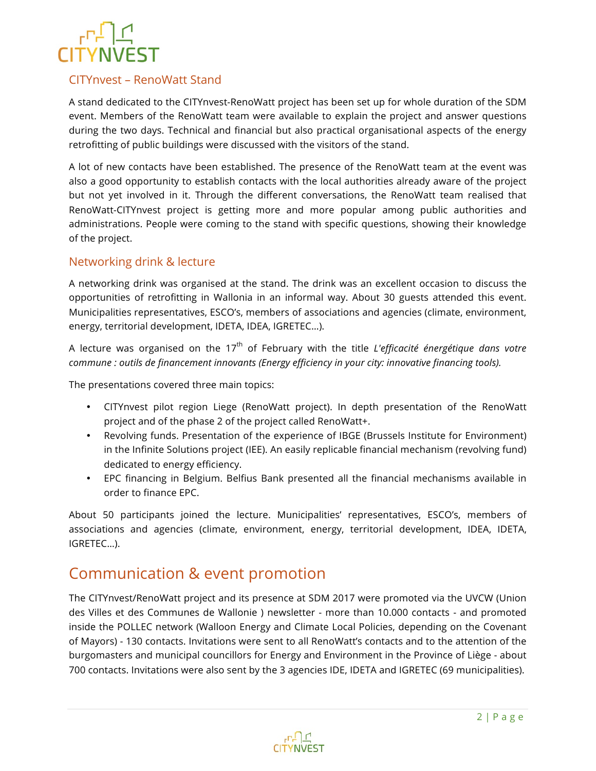## CITYnvest – RenoWatt Stand

A stand dedicated to the CITYnvest-RenoWatt project has been set up for whole duration of the SDM event. Members of the RenoWatt team were available to explain the project and answer questions during the two days. Technical and financial but also practical organisational aspects of the energy retrofitting of public buildings were discussed with the visitors of the stand.

A lot of new contacts have been established. The presence of the RenoWatt team at the event was also a good opportunity to establish contacts with the local authorities already aware of the project but not yet involved in it. Through the different conversations, the RenoWatt team realised that RenoWatt-CITYnvest project is getting more and more popular among public authorities and administrations. People were coming to the stand with specific questions, showing their knowledge of the project.

## Networking drink & lecture

A networking drink was organised at the stand. The drink was an excellent occasion to discuss the opportunities of retrofitting in Wallonia in an informal way. About 30 guests attended this event. Municipalities representatives, ESCO's, members of associations and agencies (climate, environment, energy, territorial development, IDETA, IDEA, IGRETEC…).

A lecture was organised on the 17th of February with the title *L'efficacité énergétique dans votre commune : outils de financement innovants (Energy efficiency in your city: innovative financing tools).*

The presentations covered three main topics:

- CITYnvest pilot region Liege (RenoWatt project). In depth presentation of the RenoWatt project and of the phase 2 of the project called RenoWatt+.
- Revolving funds. Presentation of the experience of IBGE (Brussels Institute for Environment) in the Infinite Solutions project (IEE). An easily replicable financial mechanism (revolving fund) dedicated to energy efficiency.
- EPC financing in Belgium. Belfius Bank presented all the financial mechanisms available in order to finance EPC.

About 50 participants joined the lecture. Municipalities' representatives, ESCO's, members of associations and agencies (climate, environment, energy, territorial development, IDEA, IDETA, IGRETEC…).

# Communication & event promotion

The CITYnvest/RenoWatt project and its presence at SDM 2017 were promoted via the UVCW (Union des Villes et des Communes de Wallonie ) newsletter - more than 10.000 contacts - and promoted inside the POLLEC network (Walloon Energy and Climate Local Policies, depending on the Covenant of Mayors) - 130 contacts. Invitations were sent to all RenoWatt's contacts and to the attention of the burgomasters and municipal councillors for Energy and Environment in the Province of Liège - about 700 contacts. Invitations were also sent by the 3 agencies IDE, IDETA and IGRETEC (69 municipalities).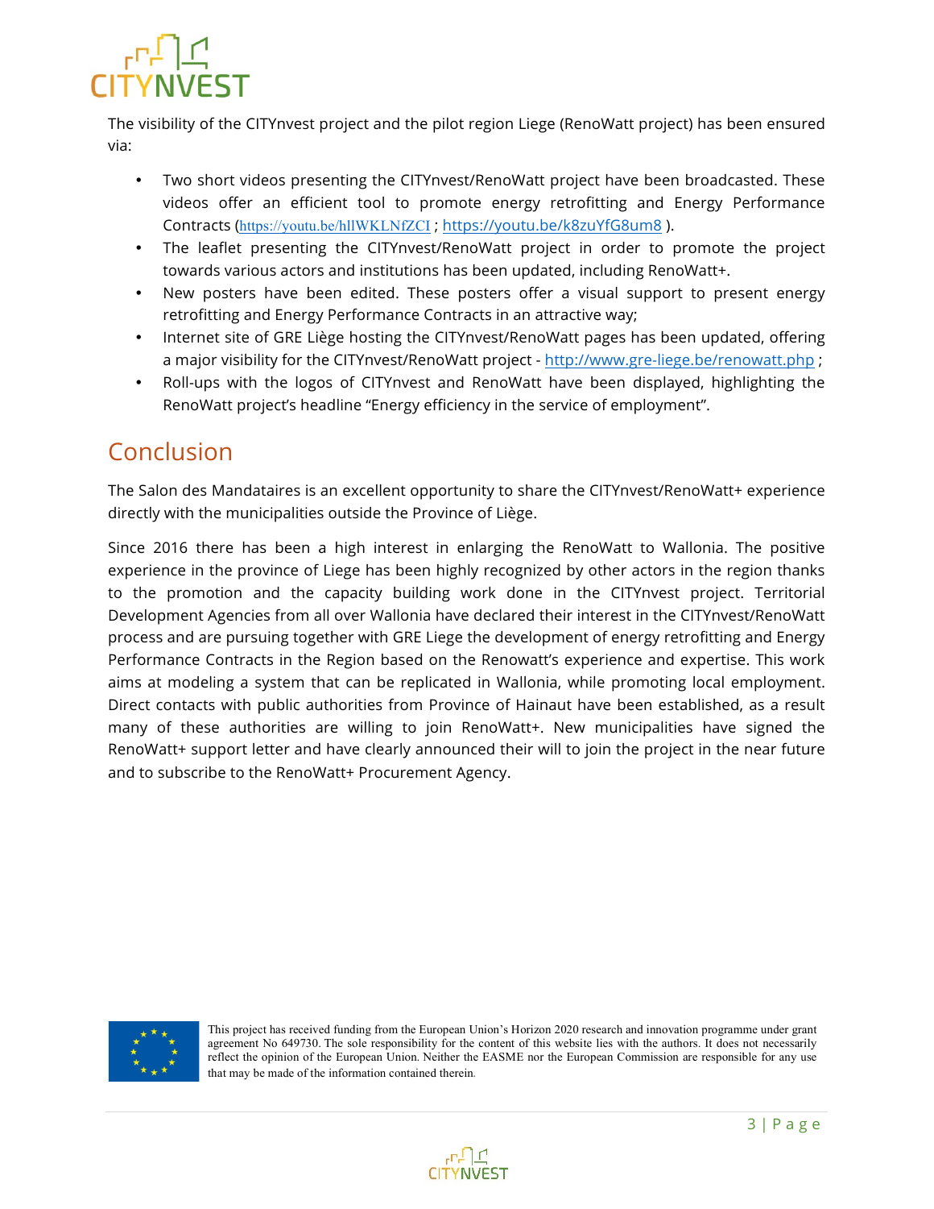The visibility of the CITYnvest project and the pilot region Liege (RenoWatt project) has been ensured via:

- Two short videos presenting the CITYnvest/RenoWatt project have been broadcasted. These videos offer an efficient tool to promote energy retrofitting and Energy Performance Contracts (https://youtu.be/hIlWKLNfZCI ; https://youtu.be/k8zuYfG8um8 ).
- The leaflet presenting the CITYnvest/RenoWatt project in order to promote the project towards various actors and institutions has been updated, including RenoWatt+.
- New posters have been edited. These posters offer a visual support to present energy retrofitting and Energy Performance Contracts in an attractive way;
- Internet site of GRE Liège hosting the CITYnvest/RenoWatt pages has been updated, offering a major visibility for the CITYnvest/RenoWatt project - http://www.gre-liege.be/renowatt.php ;
- Roll-ups with the logos of CITYnvest and RenoWatt have been displayed, highlighting the RenoWatt project's headline "Energy efficiency in the service of employment".

## Conclusion

The Salon des Mandataires is an excellent opportunity to share the CITYnvest/RenoWatt+ experience directly with the municipalities outside the Province of Liège.

Since 2016 there has been a high interest in enlarging the RenoWatt to Wallonia. The positive experience in the province of Liege has been highly recognized by other actors in the region thanks to the promotion and the capacity building work done in the CITYnvest project. Territorial Development Agencies from all over Wallonia have declared their interest in the CITYnvest/RenoWatt process and are pursuing together with GRE Liege the development of energy retrofitting and Energy Performance Contracts in the Region based on the Renowatt's experience and expertise. This work aims at modeling a system that can be replicated in Wallonia, while promoting local employment. Direct contacts with public authorities from Province of Hainaut have been established, as a result many of these authorities are willing to join RenoWatt+. New municipalities have signed the RenoWatt+ support letter and have clearly announced their will to join the project in the near future and to subscribe to the RenoWatt+ Procurement Agency.

This project has received funding from the European Union's Horizon 2020 research and innovation programme under grant agreement No 649730. The sole responsibility for the content of this website lies with the authors. It does not necessarily reflect the opinion of the European Union. Neither the EASME nor the European Commission are responsible for any use that may be made of the information contained therein.